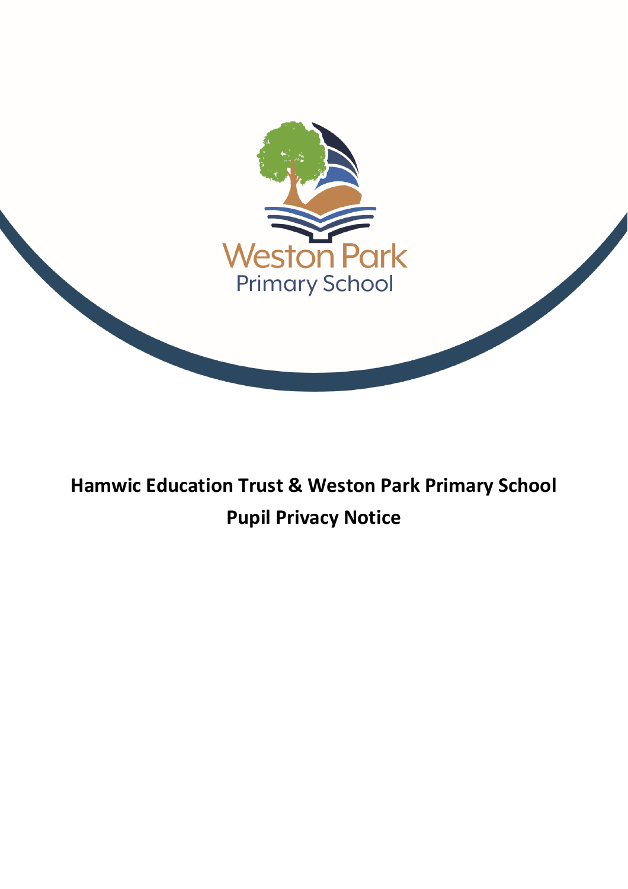Weston Park
Primary School

# Hamwic Education Trust & Weston Park Primary School
# Pupil Privacy Notice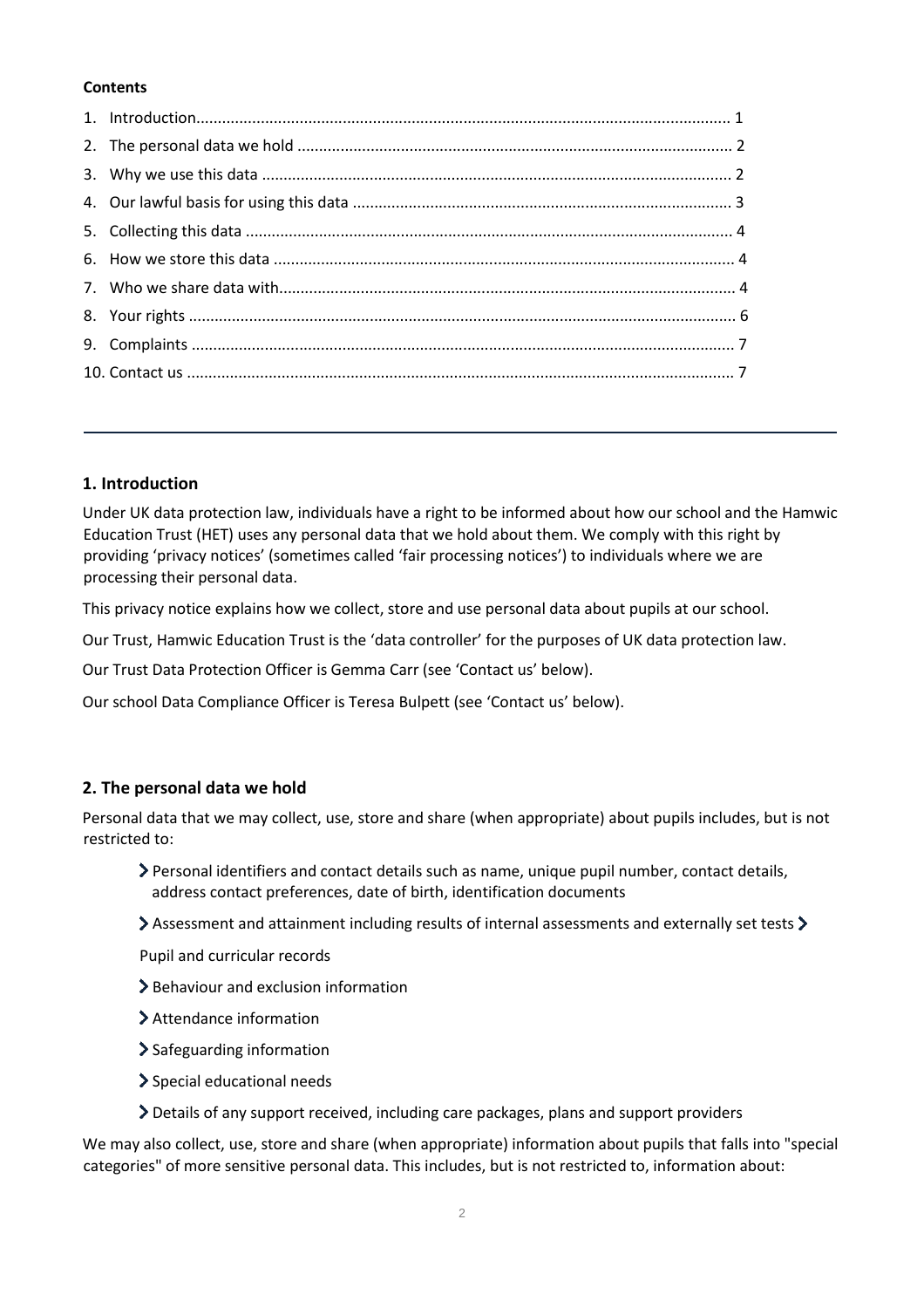**Contents**

1. Introduction ... 1
2. The personal data we hold ... 2
3. Why we use this data ... 2
4. Our lawful basis for using this data ... 3
5. Collecting this data ... 4
6. How we store this data ... 4
7. Who we share data with ... 4
8. Your rights ... 6
9. Complaints ... 7
10. Contact us ... 7

---

## 1. Introduction

Under UK data protection law, individuals have a right to be informed about how our school and the Hamwic Education Trust (HET) uses any personal data that we hold about them. We comply with this right by providing 'privacy notices' (sometimes called 'fair processing notices') to individuals where we are processing their personal data.

This privacy notice explains how we collect, store and use personal data about pupils at our school.

Our Trust, Hamwic Education Trust is the 'data controller' for the purposes of UK data protection law.

Our Trust Data Protection Officer is Gemma Carr (see 'Contact us' below).

Our school Data Compliance Officer is Teresa Bulpett (see 'Contact us' below).

## 2. The personal data we hold

Personal data that we may collect, use, store and share (when appropriate) about pupils includes, but is not restricted to:

- Personal identifiers and contact details such as name, unique pupil number, contact details, address contact preferences, date of birth, identification documents
- Assessment and attainment including results of internal assessments and externally set tests
- Pupil and curricular records
- Behaviour and exclusion information
- Attendance information
- Safeguarding information
- Special educational needs
- Details of any support received, including care packages, plans and support providers

We may also collect, use, store and share (when appropriate) information about pupils that falls into "special categories" of more sensitive personal data. This includes, but is not restricted to, information about: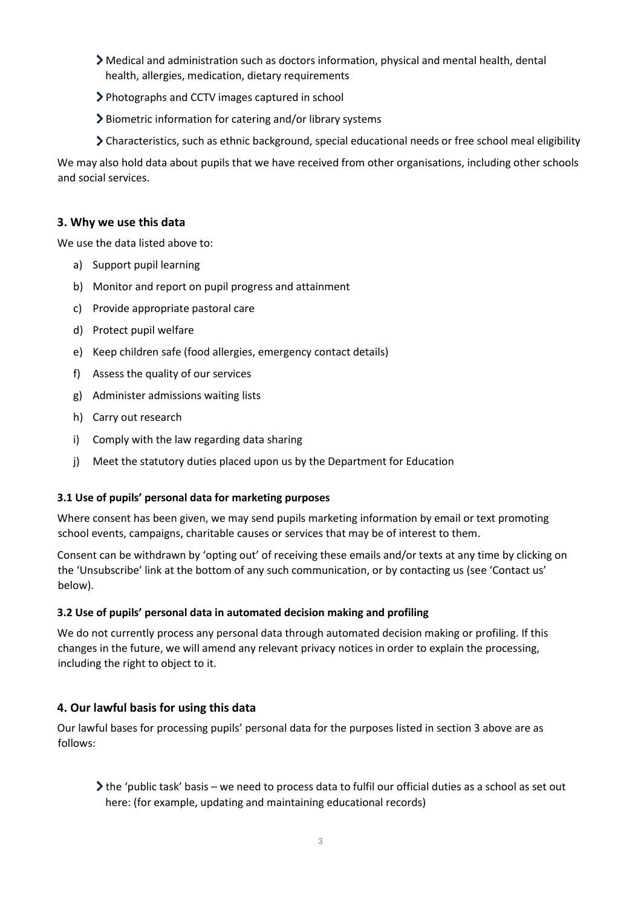- Medical and administration such as doctors information, physical and mental health, dental health, allergies, medication, dietary requirements
- Photographs and CCTV images captured in school
- Biometric information for catering and/or library systems
- Characteristics, such as ethnic background, special educational needs or free school meal eligibility

We may also hold data about pupils that we have received from other organisations, including other schools and social services.

## 3. Why we use this data

We use the data listed above to:

a) Support pupil learning

b) Monitor and report on pupil progress and attainment

c) Provide appropriate pastoral care

d) Protect pupil welfare

e) Keep children safe (food allergies, emergency contact details)

f) Assess the quality of our services

g) Administer admissions waiting lists

h) Carry out research

i) Comply with the law regarding data sharing

j) Meet the statutory duties placed upon us by the Department for Education

### 3.1 Use of pupils' personal data for marketing purposes

Where consent has been given, we may send pupils marketing information by email or text promoting school events, campaigns, charitable causes or services that may be of interest to them.

Consent can be withdrawn by 'opting out' of receiving these emails and/or texts at any time by clicking on the 'Unsubscribe' link at the bottom of any such communication, or by contacting us (see 'Contact us' below).

### 3.2 Use of pupils' personal data in automated decision making and profiling

We do not currently process any personal data through automated decision making or profiling. If this changes in the future, we will amend any relevant privacy notices in order to explain the processing, including the right to object to it.

## 4. Our lawful basis for using this data

Our lawful bases for processing pupils' personal data for the purposes listed in section 3 above are as follows:

- the 'public task' basis – we need to process data to fulfil our official duties as a school as set out here: (for example, updating and maintaining educational records)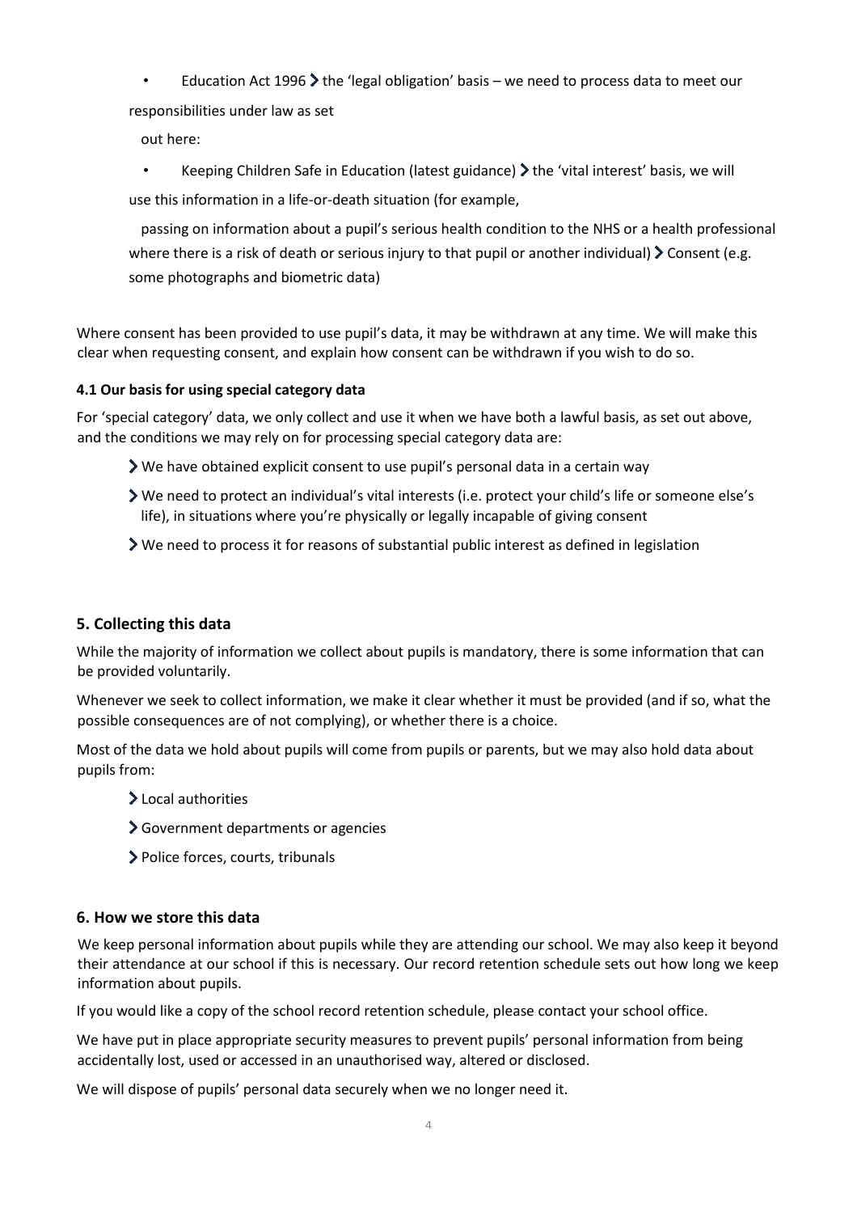- Education Act 1996 › the 'legal obligation' basis – we need to process data to meet our responsibilities under law as set out here:
- Keeping Children Safe in Education (latest guidance) › the 'vital interest' basis, we will use this information in a life-or-death situation (for example, passing on information about a pupil's serious health condition to the NHS or a health professional where there is a risk of death or serious injury to that pupil or another individual) › Consent (e.g. some photographs and biometric data)

Where consent has been provided to use pupil's data, it may be withdrawn at any time. We will make this clear when requesting consent, and explain how consent can be withdrawn if you wish to do so.

#### 4.1 Our basis for using special category data

For 'special category' data, we only collect and use it when we have both a lawful basis, as set out above, and the conditions we may rely on for processing special category data are:

- We have obtained explicit consent to use pupil's personal data in a certain way
- We need to protect an individual's vital interests (i.e. protect your child's life or someone else's life), in situations where you're physically or legally incapable of giving consent
- We need to process it for reasons of substantial public interest as defined in legislation

## 5. Collecting this data

While the majority of information we collect about pupils is mandatory, there is some information that can be provided voluntarily.

Whenever we seek to collect information, we make it clear whether it must be provided (and if so, what the possible consequences are of not complying), or whether there is a choice.

Most of the data we hold about pupils will come from pupils or parents, but we may also hold data about pupils from:

- Local authorities
- Government departments or agencies
- Police forces, courts, tribunals

## 6. How we store this data

We keep personal information about pupils while they are attending our school. We may also keep it beyond their attendance at our school if this is necessary. Our record retention schedule sets out how long we keep information about pupils.

If you would like a copy of the school record retention schedule, please contact your school office.

We have put in place appropriate security measures to prevent pupils' personal information from being accidentally lost, used or accessed in an unauthorised way, altered or disclosed.

We will dispose of pupils' personal data securely when we no longer need it.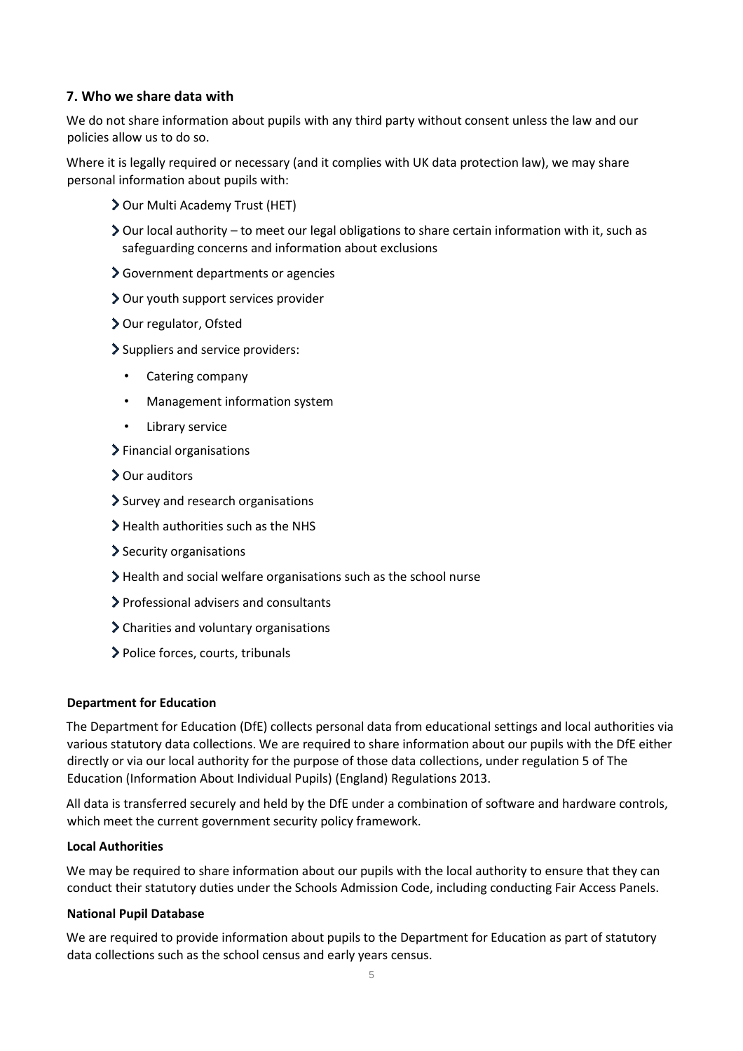## 7. Who we share data with

We do not share information about pupils with any third party without consent unless the law and our policies allow us to do so.

Where it is legally required or necessary (and it complies with UK data protection law), we may share personal information about pupils with:

- Our Multi Academy Trust (HET)
- Our local authority – to meet our legal obligations to share certain information with it, such as safeguarding concerns and information about exclusions
- Government departments or agencies
- Our youth support services provider
- Our regulator, Ofsted
- Suppliers and service providers:
  - Catering company
  - Management information system
  - Library service
- Financial organisations
- Our auditors
- Survey and research organisations
- Health authorities such as the NHS
- Security organisations
- Health and social welfare organisations such as the school nurse
- Professional advisers and consultants
- Charities and voluntary organisations
- Police forces, courts, tribunals

**Department for Education**

The Department for Education (DfE) collects personal data from educational settings and local authorities via various statutory data collections. We are required to share information about our pupils with the DfE either directly or via our local authority for the purpose of those data collections, under regulation 5 of The Education (Information About Individual Pupils) (England) Regulations 2013.

All data is transferred securely and held by the DfE under a combination of software and hardware controls, which meet the current government security policy framework.

**Local Authorities**

We may be required to share information about our pupils with the local authority to ensure that they can conduct their statutory duties under the Schools Admission Code, including conducting Fair Access Panels.

**National Pupil Database**

We are required to provide information about pupils to the Department for Education as part of statutory data collections such as the school census and early years census.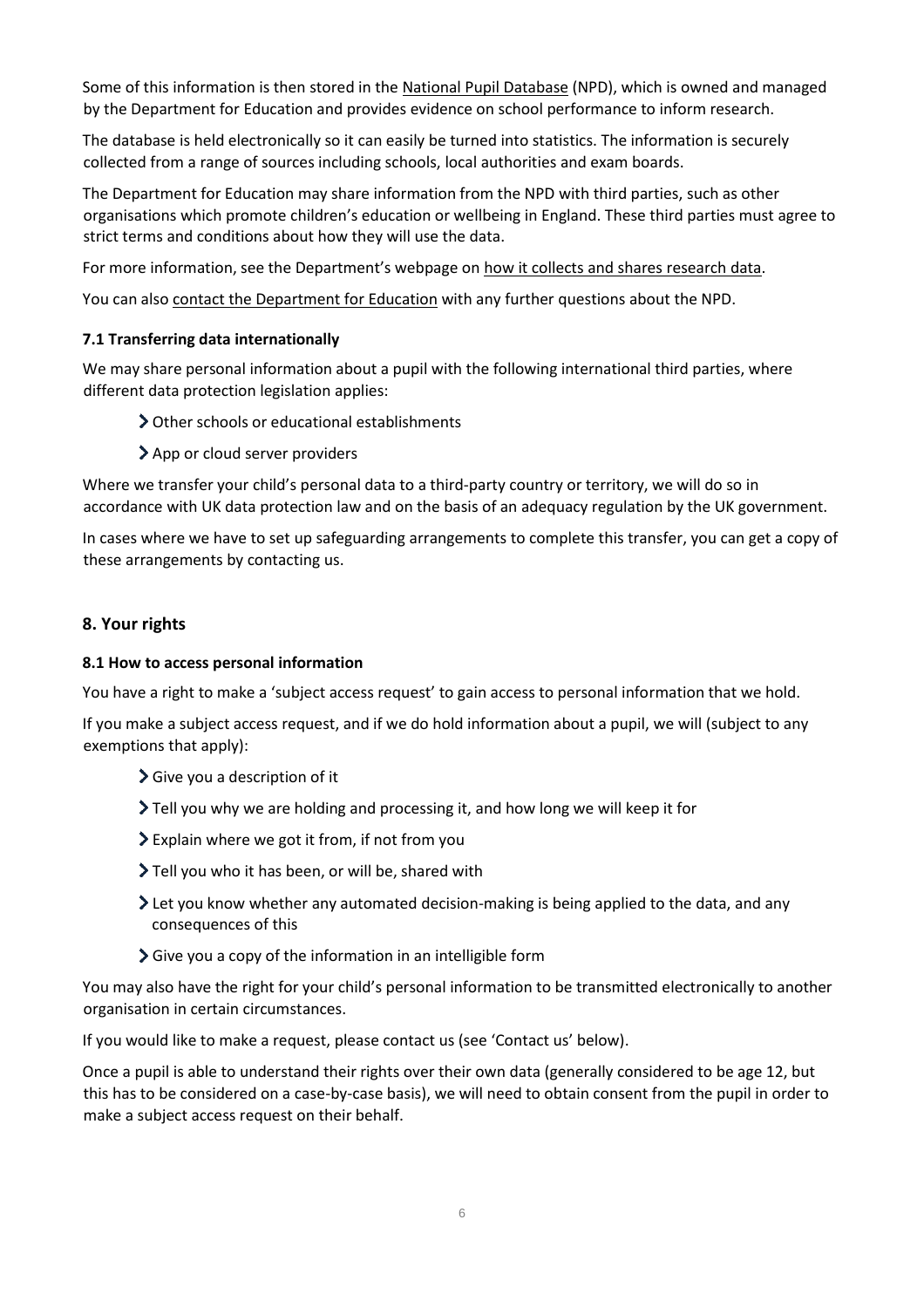Some of this information is then stored in the National Pupil Database (NPD), which is owned and managed by the Department for Education and provides evidence on school performance to inform research.

The database is held electronically so it can easily be turned into statistics. The information is securely collected from a range of sources including schools, local authorities and exam boards.

The Department for Education may share information from the NPD with third parties, such as other organisations which promote children's education or wellbeing in England. These third parties must agree to strict terms and conditions about how they will use the data.

For more information, see the Department's webpage on how it collects and shares research data.

You can also contact the Department for Education with any further questions about the NPD.

### 7.1 Transferring data internationally

We may share personal information about a pupil with the following international third parties, where different data protection legislation applies:

- Other schools or educational establishments
- App or cloud server providers

Where we transfer your child's personal data to a third-party country or territory, we will do so in accordance with UK data protection law and on the basis of an adequacy regulation by the UK government.

In cases where we have to set up safeguarding arrangements to complete this transfer, you can get a copy of these arrangements by contacting us.

## 8. Your rights

### 8.1 How to access personal information

You have a right to make a 'subject access request' to gain access to personal information that we hold.

If you make a subject access request, and if we do hold information about a pupil, we will (subject to any exemptions that apply):

- Give you a description of it
- Tell you why we are holding and processing it, and how long we will keep it for
- Explain where we got it from, if not from you
- Tell you who it has been, or will be, shared with
- Let you know whether any automated decision-making is being applied to the data, and any consequences of this
- Give you a copy of the information in an intelligible form

You may also have the right for your child's personal information to be transmitted electronically to another organisation in certain circumstances.

If you would like to make a request, please contact us (see 'Contact us' below).

Once a pupil is able to understand their rights over their own data (generally considered to be age 12, but this has to be considered on a case-by-case basis), we will need to obtain consent from the pupil in order to make a subject access request on their behalf.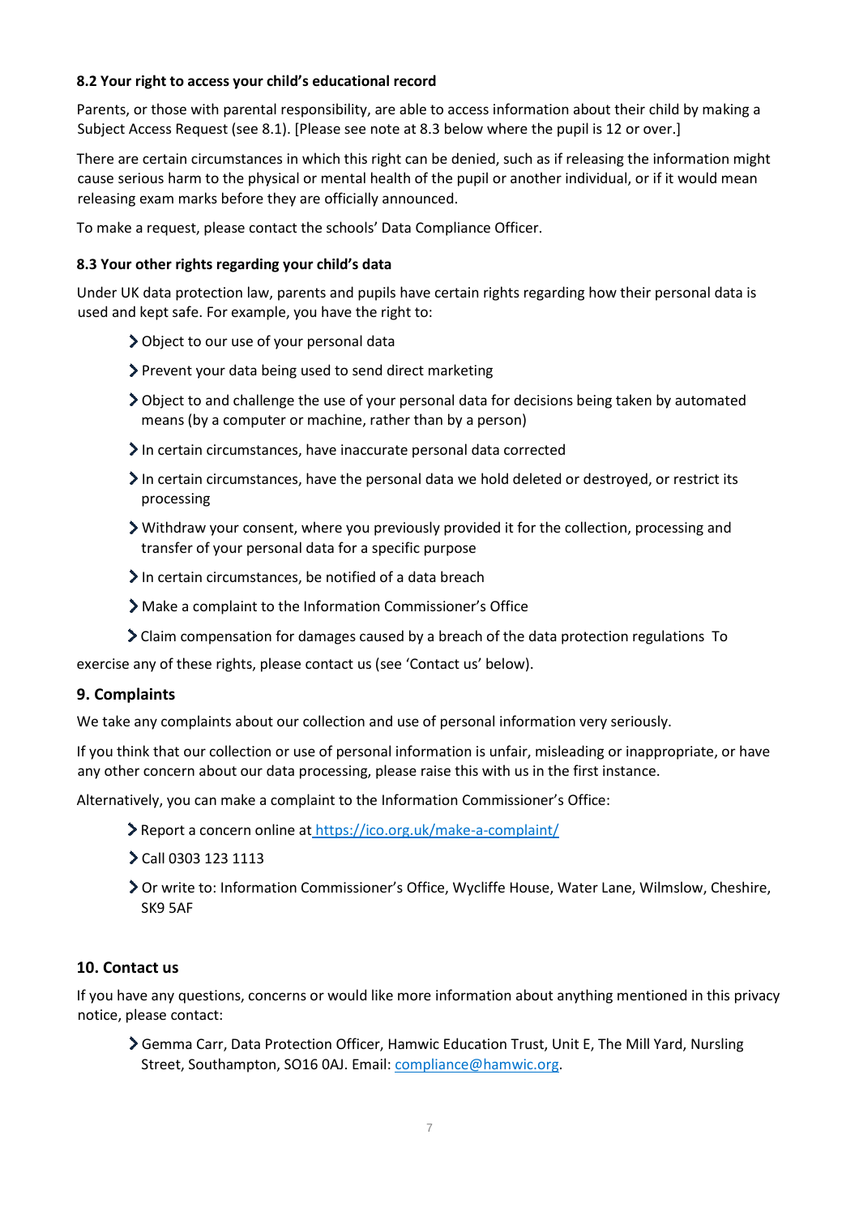### 8.2 Your right to access your child's educational record

Parents, or those with parental responsibility, are able to access information about their child by making a Subject Access Request (see 8.1). [Please see note at 8.3 below where the pupil is 12 or over.]

There are certain circumstances in which this right can be denied, such as if releasing the information might cause serious harm to the physical or mental health of the pupil or another individual, or if it would mean releasing exam marks before they are officially announced.

To make a request, please contact the schools' Data Compliance Officer.

### 8.3 Your other rights regarding your child's data

Under UK data protection law, parents and pupils have certain rights regarding how their personal data is used and kept safe. For example, you have the right to:

- Object to our use of your personal data
- Prevent your data being used to send direct marketing
- Object to and challenge the use of your personal data for decisions being taken by automated means (by a computer or machine, rather than by a person)
- In certain circumstances, have inaccurate personal data corrected
- In certain circumstances, have the personal data we hold deleted or destroyed, or restrict its processing
- Withdraw your consent, where you previously provided it for the collection, processing and transfer of your personal data for a specific purpose
- In certain circumstances, be notified of a data breach
- Make a complaint to the Information Commissioner's Office
- Claim compensation for damages caused by a breach of the data protection regulations

To exercise any of these rights, please contact us (see 'Contact us' below).

## 9. Complaints

We take any complaints about our collection and use of personal information very seriously.

If you think that our collection or use of personal information is unfair, misleading or inappropriate, or have any other concern about our data processing, please raise this with us in the first instance.

Alternatively, you can make a complaint to the Information Commissioner's Office:

- Report a concern online at https://ico.org.uk/make-a-complaint/
- Call 0303 123 1113
- Or write to: Information Commissioner's Office, Wycliffe House, Water Lane, Wilmslow, Cheshire, SK9 5AF

## 10. Contact us

If you have any questions, concerns or would like more information about anything mentioned in this privacy notice, please contact:

- Gemma Carr, Data Protection Officer, Hamwic Education Trust, Unit E, The Mill Yard, Nursling Street, Southampton, SO16 0AJ. Email: compliance@hamwic.org.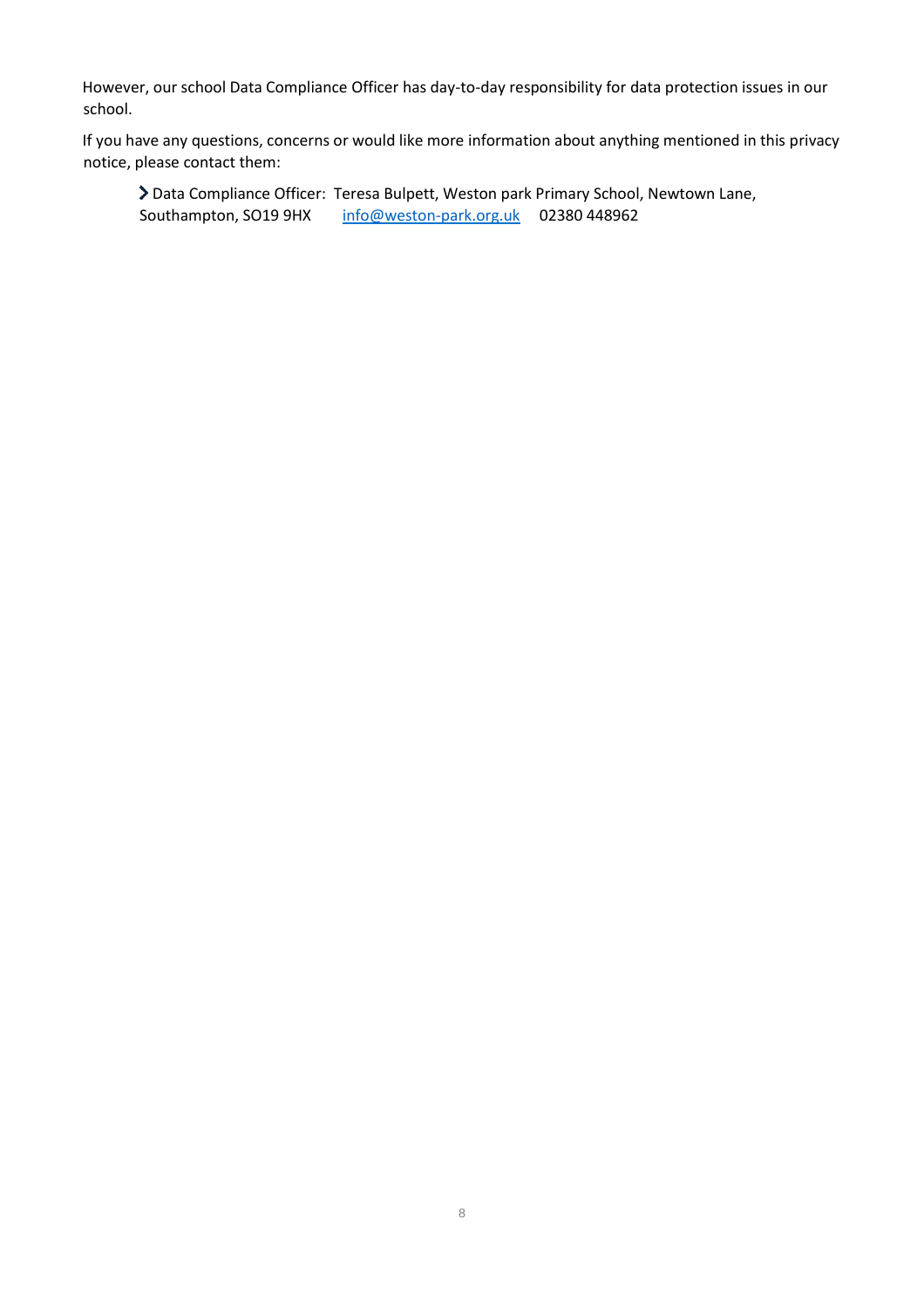However, our school Data Compliance Officer has day-to-day responsibility for data protection issues in our school.

If you have any questions, concerns or would like more information about anything mentioned in this privacy notice, please contact them:

- Data Compliance Officer: Teresa Bulpett, Weston park Primary School, Newtown Lane, Southampton, SO19 9HX info@weston-park.org.uk 02380 448962